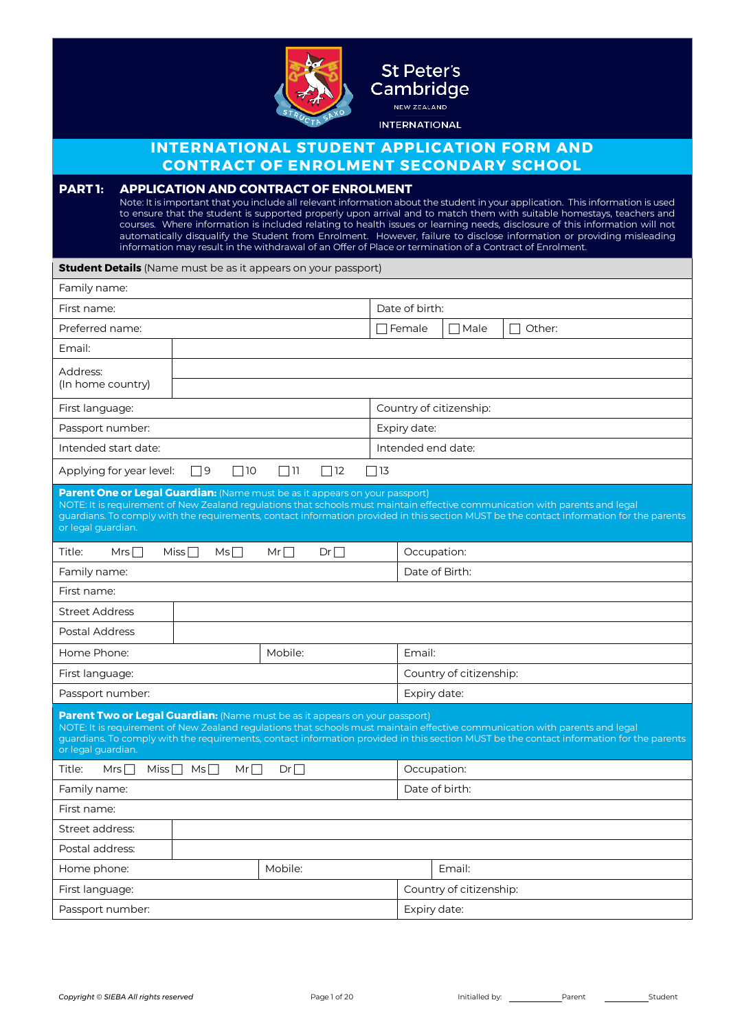St Peter's Cambridge

NEW ZEALAND

INTERNATIONAL

# INTERNATIONAL STUDENT APPLICATION FORM AND CONTRACT OF ENROLMENT SECONDARY SCHOOL

## PART 1: APPLICATION AND CONTRACT OF ENROLMENT

Note: It is important that you include all relevant information about the student in your application. This information is used to ensure that the student is supported properly upon arrival and to match them with suitable homestays, teachers and courses. Where information is included relating to health issues or learning needs, disclosure of this information will not automatically disqualify the Student from Enrolment. However, failure to disclose information or providing misleading information may result in the withdrawal of an Offer of Place or termination of a Contract of Enrolment.

| **Student Details** (Name must be as it appears on your passport) | |
|---|---|
| Family name: | |
| First name: | Date of birth: |
| Preferred name: | ☐ Female ☐ Male ☐ Other: |
| Email: | |
| Address: (In home country) | |
| First language: | Country of citizenship: |
| Passport number: | Expiry date: |
| Intended start date: | Intended end date: |
| Applying for year level: ☐ 9 ☐ 10 ☐ 11 ☐ 12 ☐ 13 | |

**Parent One or Legal Guardian:** (Name must be as it appears on your passport)
NOTE: It is requirement of New Zealand regulations that schools must maintain effective communication with parents and legal guardians. To comply with the requirements, contact information provided in this section MUST be the contact information for the parents or legal guardian.

| | | |
|---|---|---|
| Title: Mrs ☐ Miss ☐ Ms ☐ Mr ☐ Dr ☐ | | Occupation: |
| Family name: | | Date of Birth: |
| First name: | | |
| Street Address | | |
| Postal Address | | |
| Home Phone: | Mobile: | Email: |
| First language: | | Country of citizenship: |
| Passport number: | | Expiry date: |

**Parent Two or Legal Guardian:** (Name must be as it appears on your passport)
NOTE: It is requirement of New Zealand regulations that schools must maintain effective communication with parents and legal guardians. To comply with the requirements, contact information provided in this section MUST be the contact information for the parents or legal guardian.

| | | |
|---|---|---|
| Title: Mrs ☐ Miss ☐ Ms ☐ Mr ☐ Dr ☐ | | Occupation: |
| Family name: | | Date of birth: |
| First name: | | |
| Street address: | | |
| Postal address: | | |
| Home phone: | Mobile: | Email: |
| First language: | | Country of citizenship: |
| Passport number: | | Expiry date: |

Initialled by: ________ Parent ________ Student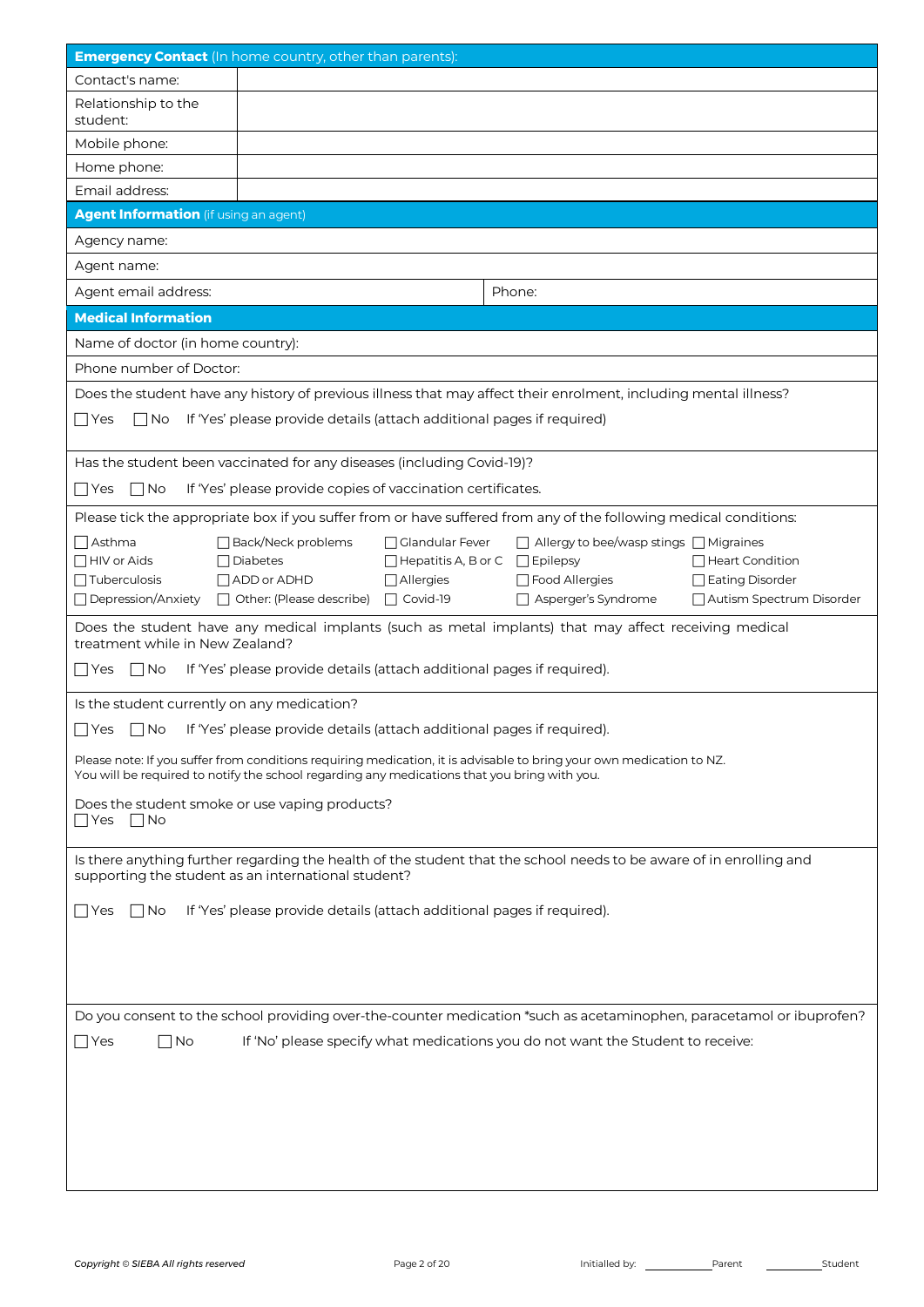| **Emergency Contact** (In home country, other than parents): | |
|---|---|
| Contact's name: | |
| Relationship to the student: | |
| Mobile phone: | |
| Home phone: | |
| Email address: | |

| **Agent Information** (if using an agent) | |
|---|---|
| Agency name: | |
| Agent name: | |
| Agent email address: | Phone: |

**Medical Information**

Name of doctor (in home country):

Phone number of Doctor:

Does the student have any history of previous illness that may affect their enrolment, including mental illness?

☐ Yes ☐ No If 'Yes' please provide details (attach additional pages if required)

Has the student been vaccinated for any diseases (including Covid-19)?

☐ Yes ☐ No If 'Yes' please provide copies of vaccination certificates.

Please tick the appropriate box if you suffer from or have suffered from any of the following medical conditions:

| | | | | |
|---|---|---|---|---|
| ☐ Asthma | ☐ Back/Neck problems | ☐ Glandular Fever | ☐ Allergy to bee/wasp stings | ☐ Migraines |
| ☐ HIV or Aids | ☐ Diabetes | ☐ Hepatitis A, B or C | ☐ Epilepsy | ☐ Heart Condition |
| ☐ Tuberculosis | ☐ ADD or ADHD | ☐ Allergies | ☐ Food Allergies | ☐ Eating Disorder |
| ☐ Depression/Anxiety | ☐ Other: (Please describe) | ☐ Covid-19 | ☐ Asperger's Syndrome | ☐ Autism Spectrum Disorder |

Does the student have any medical implants (such as metal implants) that may affect receiving medical treatment while in New Zealand?

☐ Yes ☐ No If 'Yes' please provide details (attach additional pages if required).

Is the student currently on any medication?

☐ Yes ☐ No If 'Yes' please provide details (attach additional pages if required).

Please note: If you suffer from conditions requiring medication, it is advisable to bring your own medication to NZ. You will be required to notify the school regarding any medications that you bring with you.

Does the student smoke or use vaping products?

☐ Yes ☐ No

Is there anything further regarding the health of the student that the school needs to be aware of in enrolling and supporting the student as an international student?

☐ Yes ☐ No If 'Yes' please provide details (attach additional pages if required).

Do you consent to the school providing over-the-counter medication *such as acetaminophen, paracetamol or ibuprofen?

☐ Yes ☐ No If 'No' please specify what medications you do not want the Student to receive:

*Copyright © SIEBA All rights reserved*

Initialled by: ________ Parent ________ Student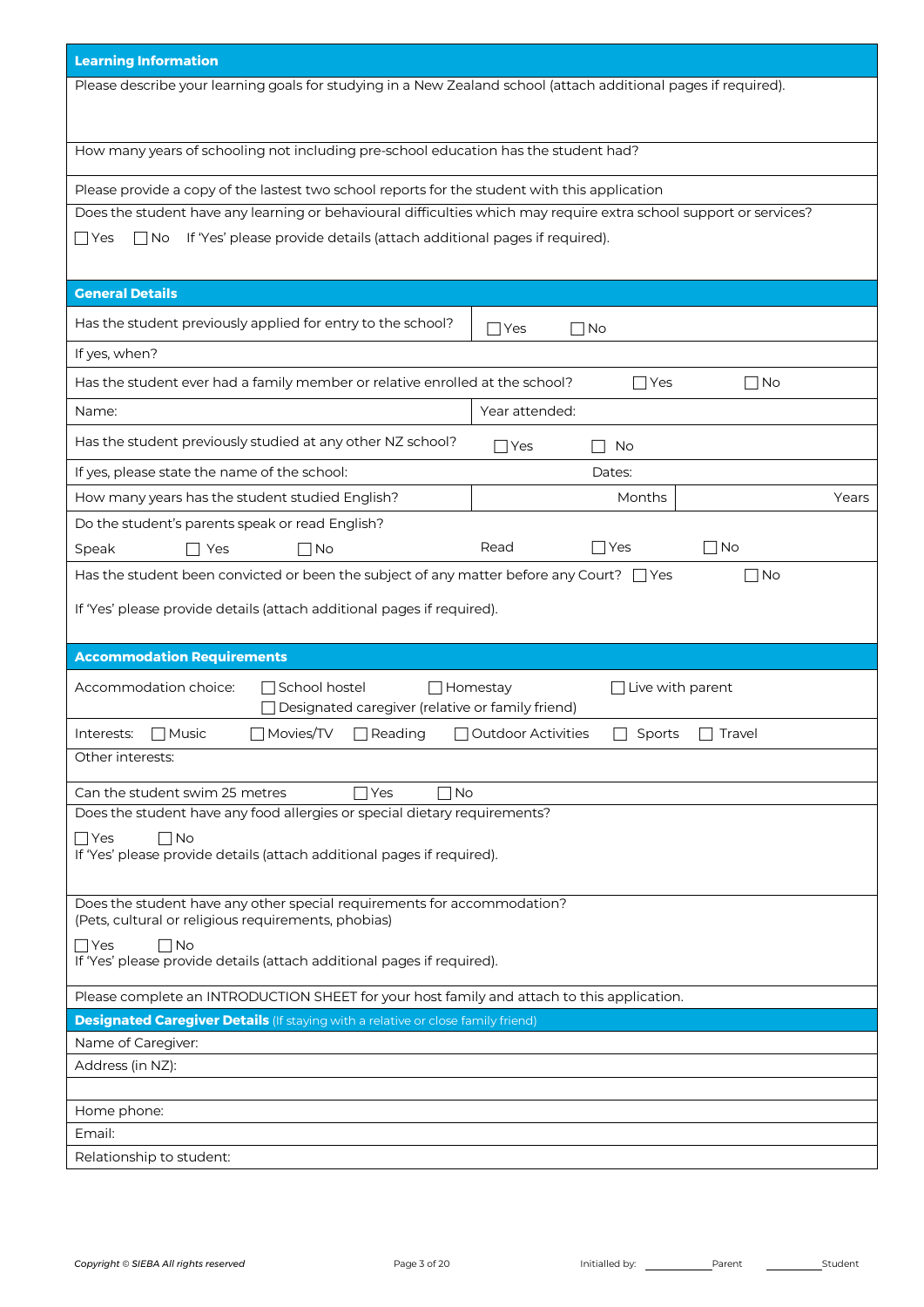## Learning Information

Please describe your learning goals for studying in a New Zealand school (attach additional pages if required).

How many years of schooling not including pre-school education has the student had?

Please provide a copy of the lastest two school reports for the student with this application

Does the student have any learning or behavioural difficulties which may require extra school support or services?

☐ Yes ☐ No If 'Yes' please provide details (attach additional pages if required).

## General Details

| | | | |
|---|---|---|---|
| Has the student previously applied for entry to the school? | ☐ Yes ☐ No | | |
| If yes, when? | | | |
| Has the student ever had a family member or relative enrolled at the school? ☐ Yes ☐ No | | | |
| Name: | Year attended: | | |
| Has the student previously studied at any other NZ school? | ☐ Yes ☐ No | | |
| If yes, please state the name of the school: | Dates: | | |
| How many years has the student studied English? | | Months | Years |

Do the student's parents speak or read English?

Speak ☐ Yes ☐ No Read ☐ Yes ☐ No

Has the student been convicted or been the subject of any matter before any Court? ☐ Yes ☐ No

If 'Yes' please provide details (attach additional pages if required).

## Accommodation Requirements

Accommodation choice: ☐ School hostel ☐ Homestay ☐ Live with parent ☐ Designated caregiver (relative or family friend)

Interests: ☐ Music ☐ Movies/TV ☐ Reading ☐ Outdoor Activities ☐ Sports ☐ Travel

Other interests:

Can the student swim 25 metres ☐ Yes ☐ No

Does the student have any food allergies or special dietary requirements?

☐ Yes ☐ No

If 'Yes' please provide details (attach additional pages if required).

Does the student have any other special requirements for accommodation?
(Pets, cultural or religious requirements, phobias)

☐ Yes ☐ No

If 'Yes' please provide details (attach additional pages if required).

Please complete an INTRODUCTION SHEET for your host family and attach to this application.

## Designated Caregiver Details (If staying with a relative or close family friend)

Name of Caregiver:

Address (in NZ):

Home phone:

Email:

Relationship to student:

*Copyright © SIEBA All rights reserved*

Initialled by: ________ Parent ________ Student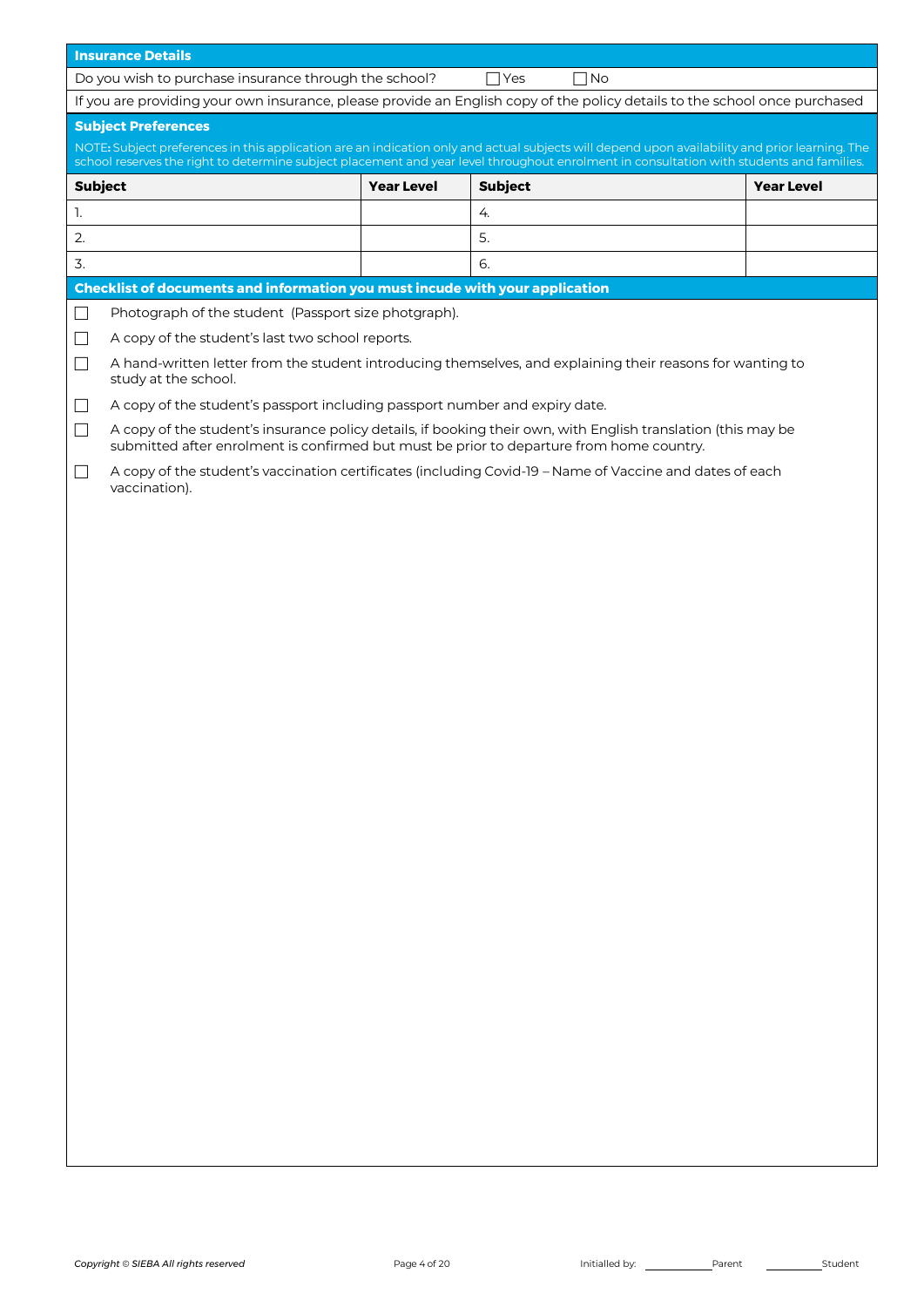## Insurance Details

Do you wish to purchase insurance through the school? ☐ Yes ☐ No

If you are providing your own insurance, please provide an English copy of the policy details to the school once purchased

## Subject Preferences

NOTE: Subject preferences in this application are an indication only and actual subjects will depend upon availability and prior learning. The school reserves the right to determine subject placement and year level throughout enrolment in consultation with students and families.

| Subject | Year Level | Subject | Year Level |
|---|---|---|---|
| 1. | | 4. | |
| 2. | | 5. | |
| 3. | | 6. | |

## Checklist of documents and information you must incude with your application

- ☐ Photograph of the student (Passport size photgraph).
- ☐ A copy of the student's last two school reports.
- ☐ A hand-written letter from the student introducing themselves, and explaining their reasons for wanting to study at the school.
- ☐ A copy of the student's passport including passport number and expiry date.
- ☐ A copy of the student's insurance policy details, if booking their own, with English translation (this may be submitted after enrolment is confirmed but must be prior to departure from home country.
- ☐ A copy of the student's vaccination certificates (including Covid-19 – Name of Vaccine and dates of each vaccination).

Initialled by: __________ Parent __________ Student